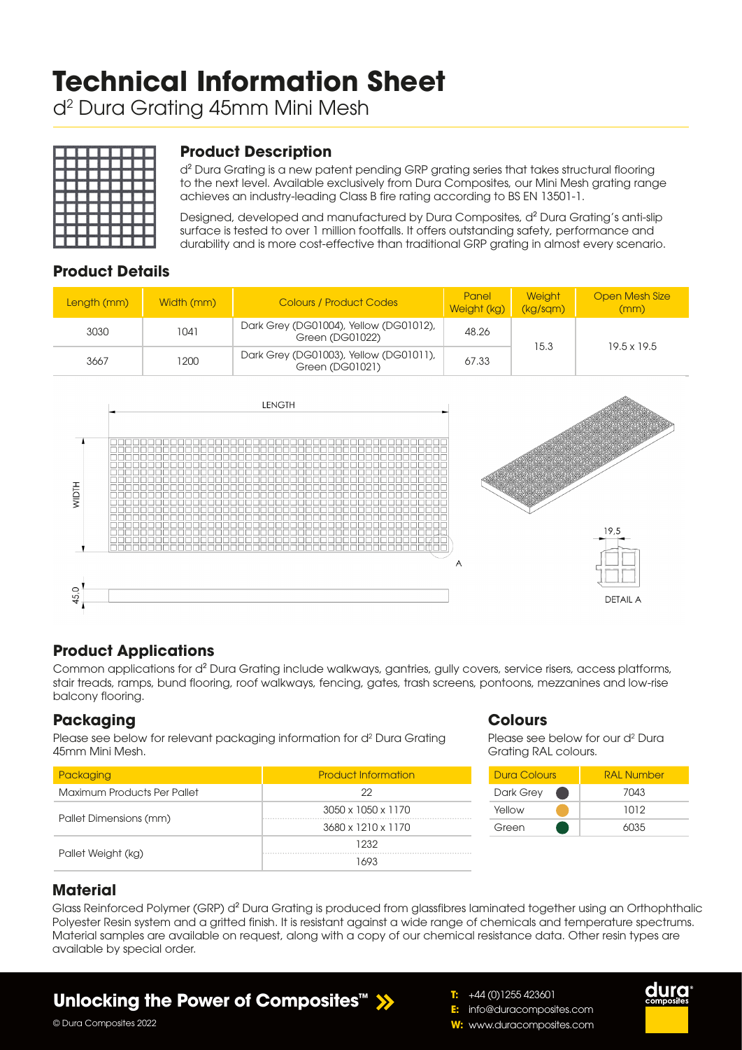# Technical Information Sheet

d² Dura Grating 45mm Mini Mesh

## Product Description

d² Dura Grating is a new patent pending GRP grating series that takes structural flooring to the next level. Available exclusively from Dura Composites, our Mini Mesh grating range achieves an industry-leading Class B fire rating according to BS EN 13501-1.

Designed, developed and manufactured by Dura Composites, d² Dura Grating's anti-slip surface is tested to over 1 million footfalls. It offers outstanding safety, performance and durability and is more cost-effective than traditional GRP grating in almost every scenario.

## Product Details

| Length (mm) | Width (mm) | Colours / Product Codes | Panel Weight (kg) | Weight (kg/sqm) | Open Mesh Size (mm) |
|---|---|---|---|---|---|
| 3030 | 1041 | Dark Grey (DG01004), Yellow (DG01012), Green (DG01022) | 48.26 | 15.3 | 19.5 x 19.5 |
| 3667 | 1200 | Dark Grey (DG01003), Yellow (DG01011), Green (DG01021) | 67.33 | | |

LENGTH

WIDTH

45.0

A

19,5

DETAIL A

## Product Applications

Common applications for d² Dura Grating include walkways, gantries, gully covers, service risers, access platforms, stair treads, ramps, bund flooring, roof walkways, fencing, gates, trash screens, pontoons, mezzanines and low-rise balcony flooring.

## Packaging

Please see below for relevant packaging information for d² Dura Grating 45mm Mini Mesh.

| Packaging | Product Information |
|---|---|
| Maximum Products Per Pallet | 22 |
| Pallet Dimensions (mm) | 3050 x 1050 x 1170 |
| | 3680 x 1210 x 1170 |
| Pallet Weight (kg) | 1232 |
| | 1693 |

## Colours

Please see below for our d² Dura Grating RAL colours.

| Dura Colours | RAL Number |
|---|---|
| Dark Grey | 7043 |
| Yellow | 1012 |
| Green | 6035 |

## Material

Glass Reinforced Polymer (GRP) d² Dura Grating is produced from glassfibres laminated together using an Orthophthalic Polyester Resin system and a gritted finish. It is resistant against a wide range of chemicals and temperature spectrums. Material samples are available on request, along with a copy of our chemical resistance data. Other resin types are available by special order.

**Unlocking the Power of Composites™**

© Dura Composites 2022

**T:** +44 (0)1255 423601
**E:** info@duracomposites.com
**W:** www.duracomposites.com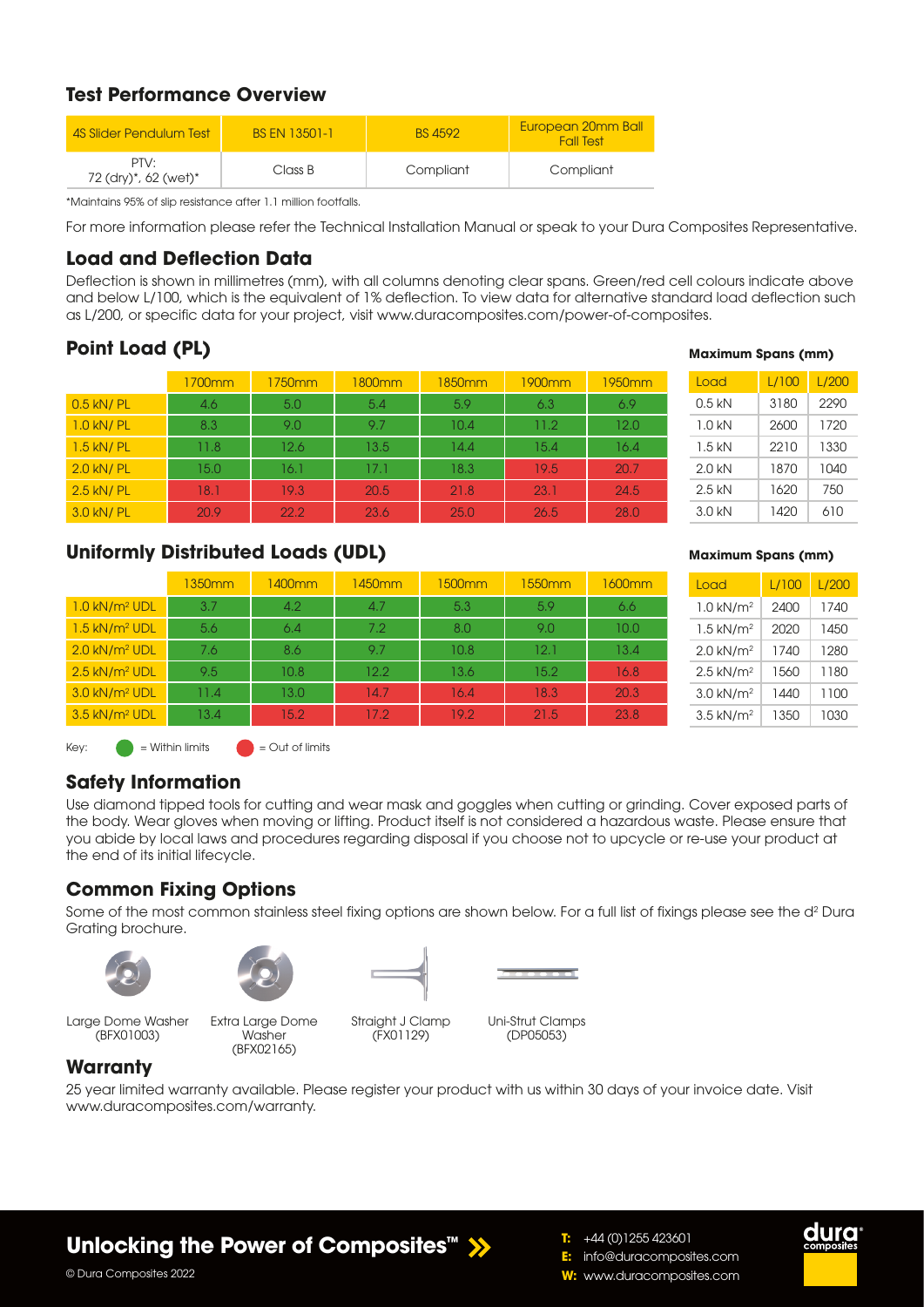## Test Performance Overview

| 4S Slider Pendulum Test | BS EN 13501-1 | BS 4592 | European 20mm Ball Fall Test |
|---|---|---|---|
| PTV: 72 (dry)*, 62 (wet)* | Class B | Compliant | Compliant |

*Maintains 95% of slip resistance after 1.1 million footfalls.

For more information please refer the Technical Installation Manual or speak to your Dura Composites Representative.

## Load and Deflection Data

Deflection is shown in millimetres (mm), with all columns denoting clear spans. Green/red cell colours indicate above and below L/100, which is the equivalent of 1% deflection. To view data for alternative standard load deflection such as L/200, or specific data for your project, visit www.duracomposites.com/power-of-composites.

### Point Load (PL)

| | 1700mm | 1750mm | 1800mm | 1850mm | 1900mm | 1950mm |
|---|---|---|---|---|---|---|
| 0.5 kN/ PL | 4.6 | 5.0 | 5.4 | 5.9 | 6.3 | 6.9 |
| 1.0 kN/ PL | 8.3 | 9.0 | 9.7 | 10.4 | 11.2 | 12.0 |
| 1.5 kN/ PL | 11.8 | 12.6 | 13.5 | 14.4 | 15.4 | 16.4 |
| 2.0 kN/ PL | 15.0 | 16.1 | 17.1 | 18.3 | 19.5 | 20.7 |
| 2.5 kN/ PL | 18.1 | 19.3 | 20.5 | 21.8 | 23.1 | 24.5 |
| 3.0 kN/ PL | 20.9 | 22.2 | 23.6 | 25.0 | 26.5 | 28.0 |

**Maximum Spans (mm)**

| Load | L/100 | L/200 |
|---|---|---|
| 0.5 kN | 3180 | 2290 |
| 1.0 kN | 2600 | 1720 |
| 1.5 kN | 2210 | 1330 |
| 2.0 kN | 1870 | 1040 |
| 2.5 kN | 1620 | 750 |
| 3.0 kN | 1420 | 610 |

### Uniformly Distributed Loads (UDL)

| | 1350mm | 1400mm | 1450mm | 1500mm | 1550mm | 1600mm |
|---|---|---|---|---|---|---|
| 1.0 kN/m² UDL | 3.7 | 4.2 | 4.7 | 5.3 | 5.9 | 6.6 |
| 1.5 kN/m² UDL | 5.6 | 6.4 | 7.2 | 8.0 | 9.0 | 10.0 |
| 2.0 kN/m² UDL | 7.6 | 8.6 | 9.7 | 10.8 | 12.1 | 13.4 |
| 2.5 kN/m² UDL | 9.5 | 10.8 | 12.2 | 13.6 | 15.2 | 16.8 |
| 3.0 kN/m² UDL | 11.4 | 13.0 | 14.7 | 16.4 | 18.3 | 20.3 |
| 3.5 kN/m² UDL | 13.4 | 15.2 | 17.2 | 19.2 | 21.5 | 23.8 |

**Maximum Spans (mm)**

| Load | L/100 | L/200 |
|---|---|---|
| 1.0 kN/m² | 2400 | 1740 |
| 1.5 kN/m² | 2020 | 1450 |
| 2.0 kN/m² | 1740 | 1280 |
| 2.5 kN/m² | 1560 | 1180 |
| 3.0 kN/m² | 1440 | 1100 |
| 3.5 kN/m² | 1350 | 1030 |

Key: = Within limits = Out of limits

## Safety Information

Use diamond tipped tools for cutting and wear mask and goggles when cutting or grinding. Cover exposed parts of the body. Wear gloves when moving or lifting. Product itself is not considered a hazardous waste. Please ensure that you abide by local laws and procedures regarding disposal if you choose not to upcycle or re-use your product at the end of its initial lifecycle.

## Common Fixing Options

Some of the most common stainless steel fixing options are shown below. For a full list of fixings please see the d² Dura Grating brochure.

Large Dome Washer (BFX01003)

Extra Large Dome Washer (BFX02165)

Straight J Clamp (FX01129)

Uni-Strut Clamps (DP05053)

## Warranty

25 year limited warranty available. Please register your product with us within 30 days of your invoice date. Visit www.duracomposites.com/warranty.

**Unlocking the Power of Composites™**

© Dura Composites 2022

T: +44 (0)1255 423601
E: info@duracomposites.com
W: www.duracomposites.com